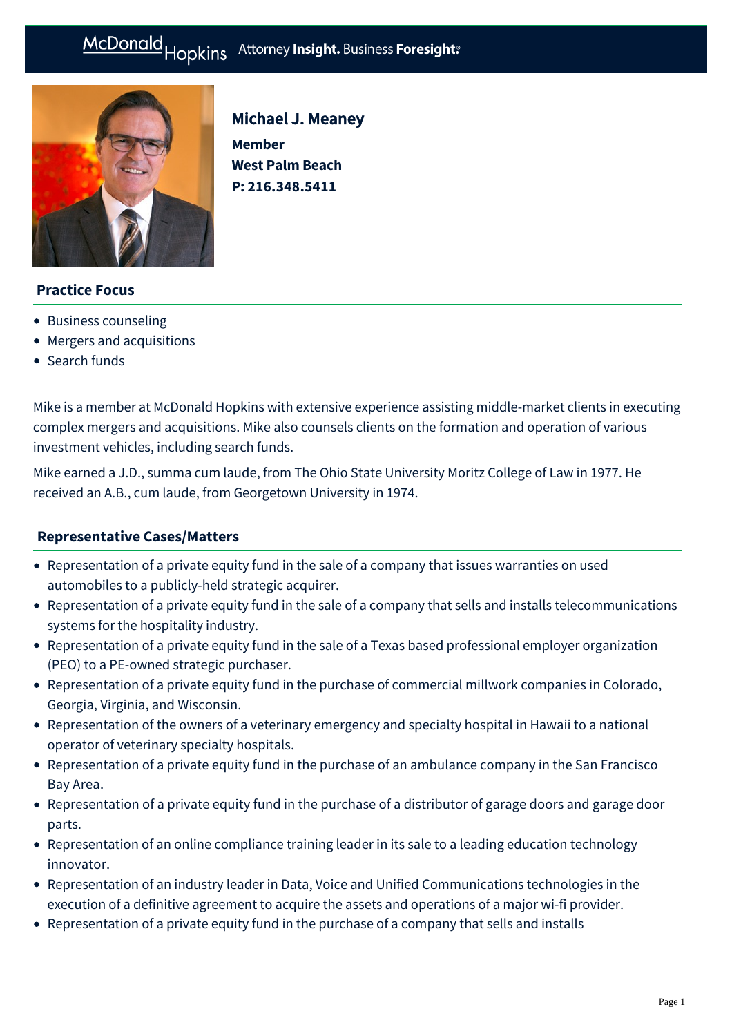McDonald Hopkins Attorney **Insight.** Business **Foresight.**

# Michael J. Meaney

**Member**
**West Palm Beach**
**P: 216.348.5411**

## Practice Focus

- Business counseling
- Mergers and acquisitions
- Search funds

Mike is a member at McDonald Hopkins with extensive experience assisting middle-market clients in executing complex mergers and acquisitions. Mike also counsels clients on the formation and operation of various investment vehicles, including search funds.

Mike earned a J.D., summa cum laude, from The Ohio State University Moritz College of Law in 1977. He received an A.B., cum laude, from Georgetown University in 1974.

## Representative Cases/Matters

- Representation of a private equity fund in the sale of a company that issues warranties on used automobiles to a publicly-held strategic acquirer.
- Representation of a private equity fund in the sale of a company that sells and installs telecommunications systems for the hospitality industry.
- Representation of a private equity fund in the sale of a Texas based professional employer organization (PEO) to a PE-owned strategic purchaser.
- Representation of a private equity fund in the purchase of commercial millwork companies in Colorado, Georgia, Virginia, and Wisconsin.
- Representation of the owners of a veterinary emergency and specialty hospital in Hawaii to a national operator of veterinary specialty hospitals.
- Representation of a private equity fund in the purchase of an ambulance company in the San Francisco Bay Area.
- Representation of a private equity fund in the purchase of a distributor of garage doors and garage door parts.
- Representation of an online compliance training leader in its sale to a leading education technology innovator.
- Representation of an industry leader in Data, Voice and Unified Communications technologies in the execution of a definitive agreement to acquire the assets and operations of a major wi-fi provider.
- Representation of a private equity fund in the purchase of a company that sells and installs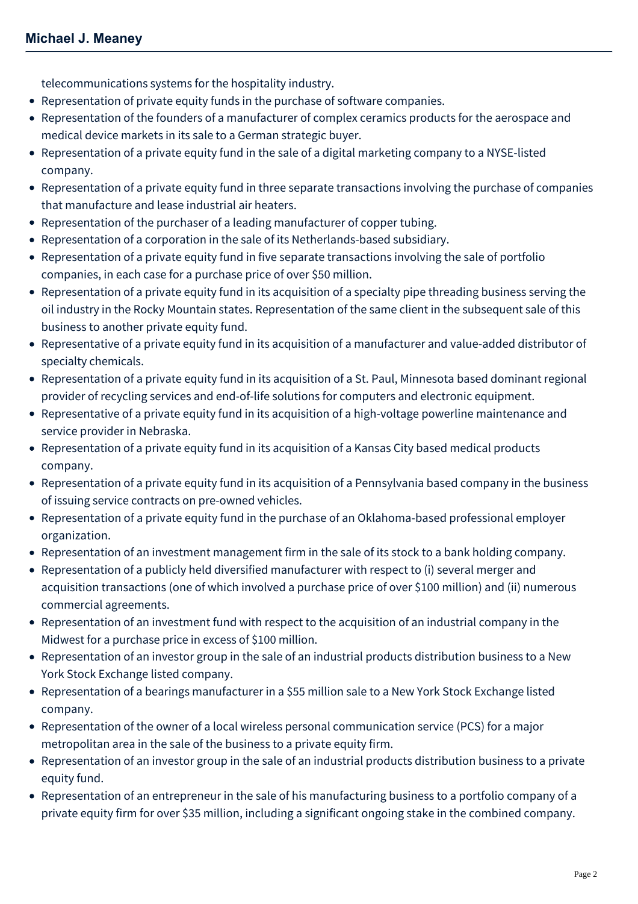telecommunications systems for the hospitality industry.

- Representation of private equity funds in the purchase of software companies.
- Representation of the founders of a manufacturer of complex ceramics products for the aerospace and medical device markets in its sale to a German strategic buyer.
- Representation of a private equity fund in the sale of a digital marketing company to a NYSE-listed company.
- Representation of a private equity fund in three separate transactions involving the purchase of companies that manufacture and lease industrial air heaters.
- Representation of the purchaser of a leading manufacturer of copper tubing.
- Representation of a corporation in the sale of its Netherlands-based subsidiary.
- Representation of a private equity fund in five separate transactions involving the sale of portfolio companies, in each case for a purchase price of over $50 million.
- Representation of a private equity fund in its acquisition of a specialty pipe threading business serving the oil industry in the Rocky Mountain states. Representation of the same client in the subsequent sale of this business to another private equity fund.
- Representative of a private equity fund in its acquisition of a manufacturer and value-added distributor of specialty chemicals.
- Representation of a private equity fund in its acquisition of a St. Paul, Minnesota based dominant regional provider of recycling services and end-of-life solutions for computers and electronic equipment.
- Representative of a private equity fund in its acquisition of a high-voltage powerline maintenance and service provider in Nebraska.
- Representation of a private equity fund in its acquisition of a Kansas City based medical products company.
- Representation of a private equity fund in its acquisition of a Pennsylvania based company in the business of issuing service contracts on pre-owned vehicles.
- Representation of a private equity fund in the purchase of an Oklahoma-based professional employer organization.
- Representation of an investment management firm in the sale of its stock to a bank holding company.
- Representation of a publicly held diversified manufacturer with respect to (i) several merger and acquisition transactions (one of which involved a purchase price of over $100 million) and (ii) numerous commercial agreements.
- Representation of an investment fund with respect to the acquisition of an industrial company in the Midwest for a purchase price in excess of $100 million.
- Representation of an investor group in the sale of an industrial products distribution business to a New York Stock Exchange listed company.
- Representation of a bearings manufacturer in a $55 million sale to a New York Stock Exchange listed company.
- Representation of the owner of a local wireless personal communication service (PCS) for a major metropolitan area in the sale of the business to a private equity firm.
- Representation of an investor group in the sale of an industrial products distribution business to a private equity fund.
- Representation of an entrepreneur in the sale of his manufacturing business to a portfolio company of a private equity firm for over $35 million, including a significant ongoing stake in the combined company.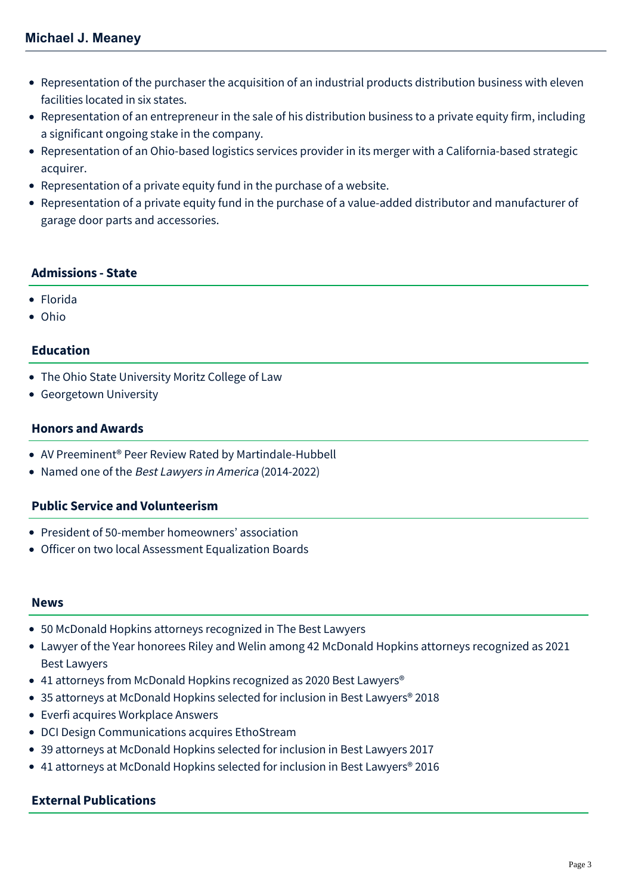- Representation of the purchaser the acquisition of an industrial products distribution business with eleven facilities located in six states.
- Representation of an entrepreneur in the sale of his distribution business to a private equity firm, including a significant ongoing stake in the company.
- Representation of an Ohio-based logistics services provider in its merger with a California-based strategic acquirer.
- Representation of a private equity fund in the purchase of a website.
- Representation of a private equity fund in the purchase of a value-added distributor and manufacturer of garage door parts and accessories.

## Admissions - State

- Florida
- Ohio

## Education

- The Ohio State University Moritz College of Law
- Georgetown University

## Honors and Awards

- AV Preeminent® Peer Review Rated by Martindale-Hubbell
- Named one of the *Best Lawyers in America* (2014-2022)

## Public Service and Volunteerism

- President of 50-member homeowners' association
- Officer on two local Assessment Equalization Boards

## News

- 50 McDonald Hopkins attorneys recognized in The Best Lawyers
- Lawyer of the Year honorees Riley and Welin among 42 McDonald Hopkins attorneys recognized as 2021 Best Lawyers
- 41 attorneys from McDonald Hopkins recognized as 2020 Best Lawyers®
- 35 attorneys at McDonald Hopkins selected for inclusion in Best Lawyers® 2018
- Everfi acquires Workplace Answers
- DCI Design Communications acquires EthoStream
- 39 attorneys at McDonald Hopkins selected for inclusion in Best Lawyers 2017
- 41 attorneys at McDonald Hopkins selected for inclusion in Best Lawyers® 2016

## External Publications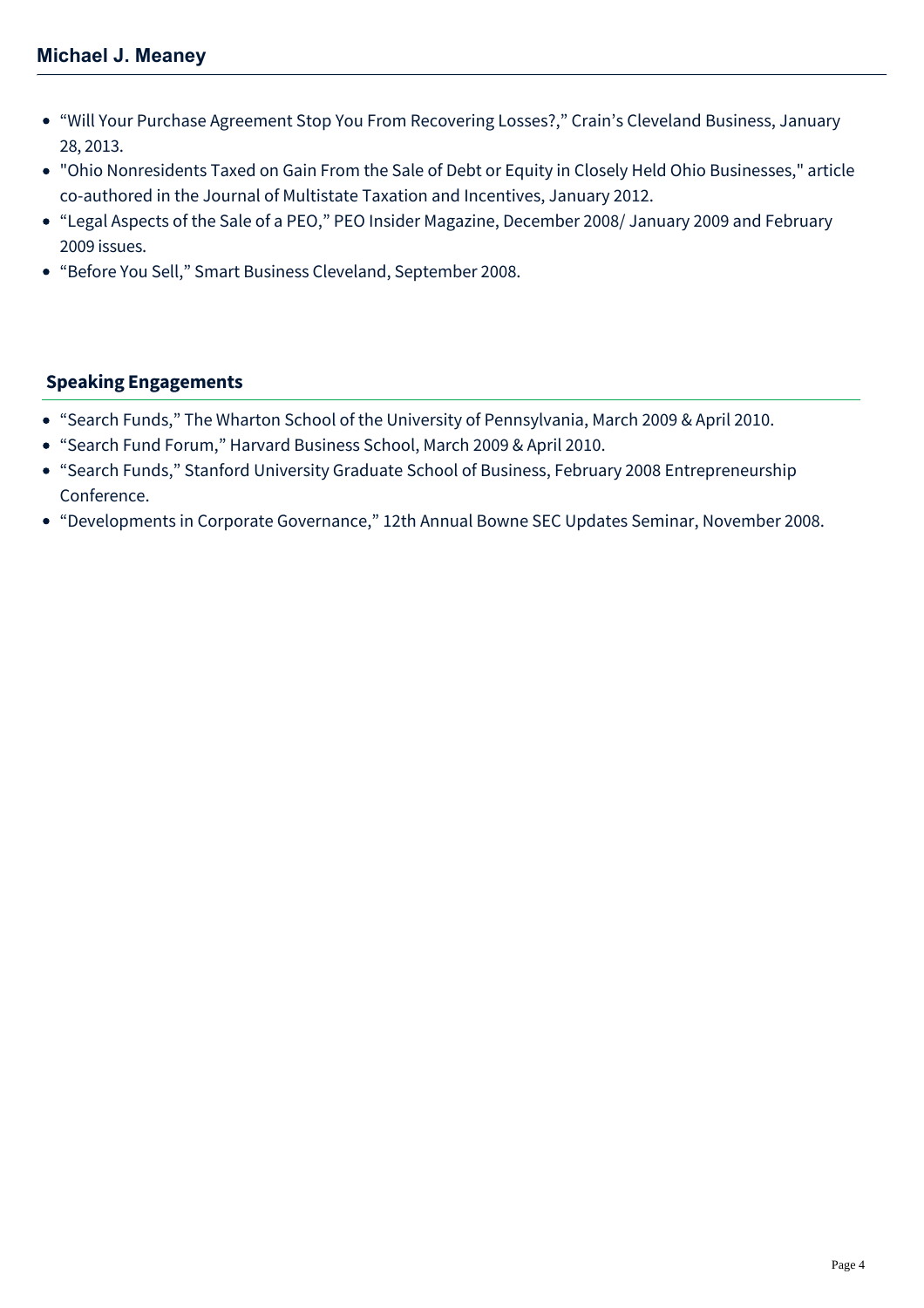- “Will Your Purchase Agreement Stop You From Recovering Losses?,” Crain’s Cleveland Business, January 28, 2013.
- "Ohio Nonresidents Taxed on Gain From the Sale of Debt or Equity in Closely Held Ohio Businesses," article co-authored in the Journal of Multistate Taxation and Incentives, January 2012.
- “Legal Aspects of the Sale of a PEO,” PEO Insider Magazine, December 2008/ January 2009 and February 2009 issues.
- “Before You Sell,” Smart Business Cleveland, September 2008.

## Speaking Engagements

- “Search Funds,” The Wharton School of the University of Pennsylvania, March 2009 & April 2010.
- “Search Fund Forum,” Harvard Business School, March 2009 & April 2010.
- “Search Funds,” Stanford University Graduate School of Business, February 2008 Entrepreneurship Conference.
- “Developments in Corporate Governance,” 12th Annual Bowne SEC Updates Seminar, November 2008.